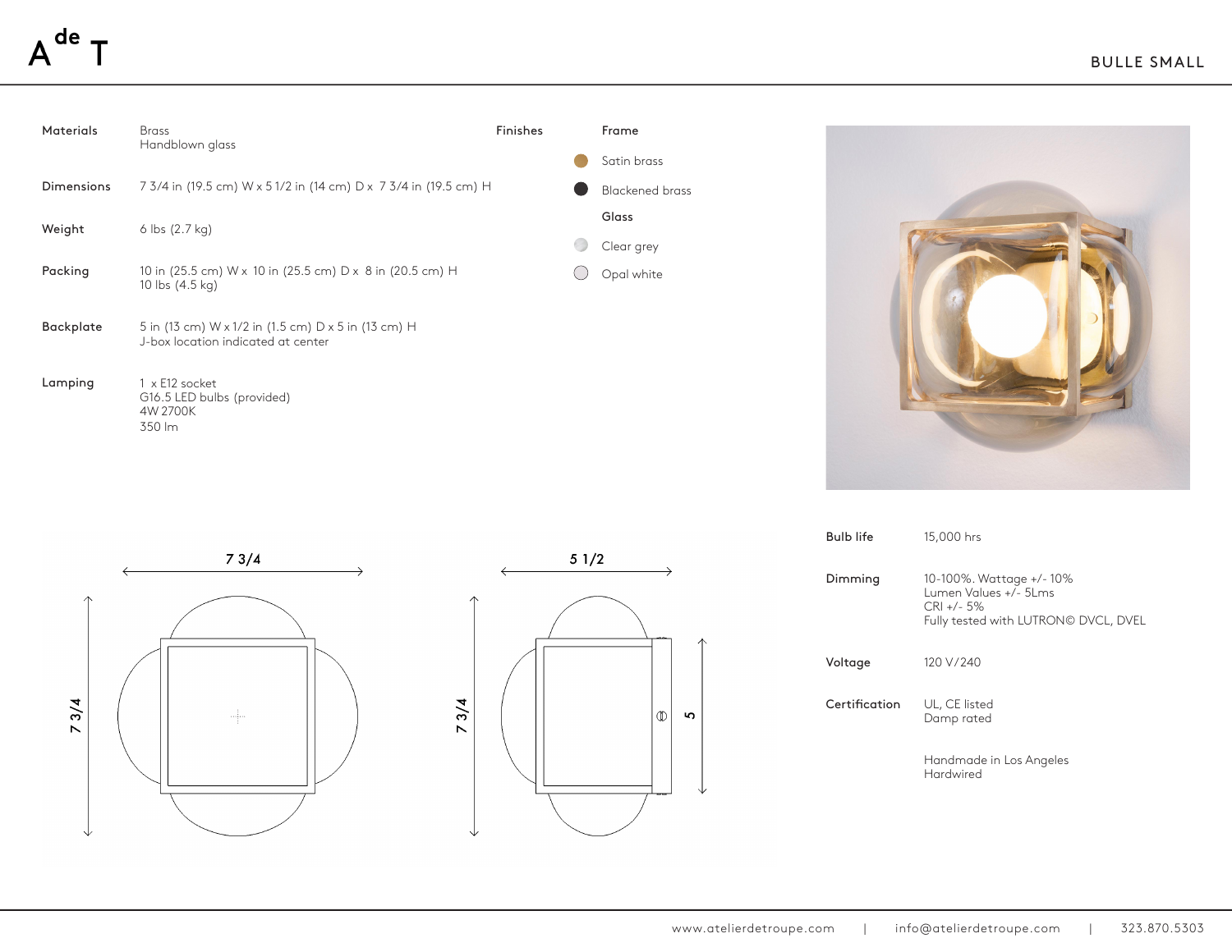# BULLE SMALL

| | |
|---|---|
| **Materials** | Brass<br>Handblown glass |
| **Dimensions** | 7 3/4 in (19.5 cm) W x 5 1/2 in (14 cm) D x 7 3/4 in (19.5 cm) H |
| **Weight** | 6 lbs (2.7 kg) |
| **Packing** | 10 in (25.5 cm) W x 10 in (25.5 cm) D x 8 in (20.5 cm) H<br>10 lbs (4.5 kg) |
| **Backplate** | 5 in (13 cm) W x 1/2 in (1.5 cm) D x 5 in (13 cm) H<br>J-box location indicated at center |
| **Lamping** | 1 x E12 socket<br>G16.5 LED bulbs (provided)<br>4W 2700K<br>350 lm |

**Finishes**

**Frame**

- Satin brass
- Blackened brass

**Glass**

- Clear grey
- Opal white

7 3/4

7 3/4

5 1/2

7 3/4

5

| | |
|---|---|
| **Bulb life** | 15,000 hrs |
| **Dimming** | 10-100%. Wattage +/- 10%<br>Lumen Values +/- 5Lms<br>CRI +/- 5%<br>Fully tested with LUTRON© DVCL, DVEL |
| **Voltage** | 120 V/240 |
| **Certification** | UL, CE listed<br>Damp rated |

Handmade in Los Angeles
Hardwired

www.atelierdetroupe.com | info@atelierdetroupe.com | 323.870.5303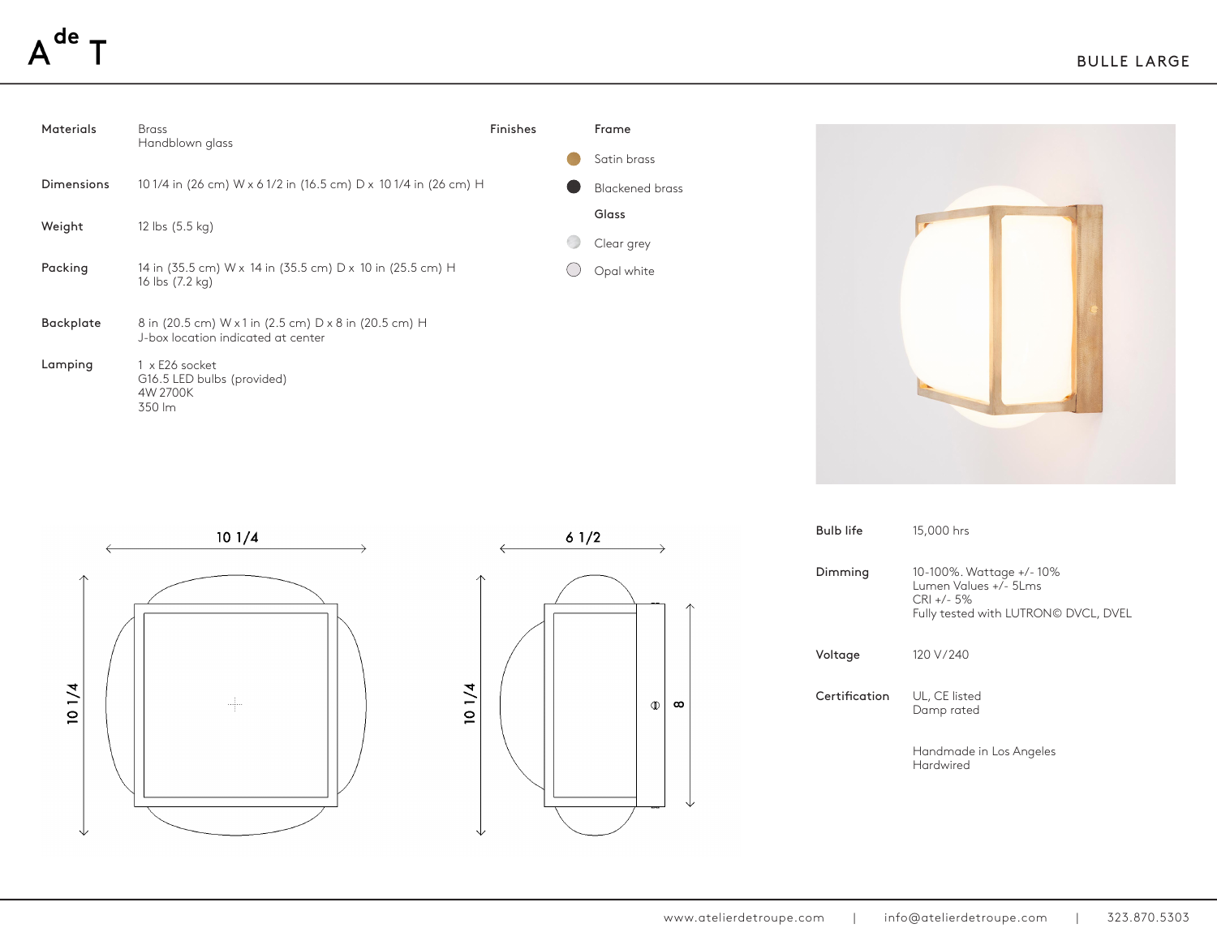# BULLE LARGE

| | |
|---|---|
| **Materials** | Brass<br>Handblown glass |
| **Dimensions** | 10 1/4 in (26 cm) W x 6 1/2 in (16.5 cm) D x 10 1/4 in (26 cm) H |
| **Weight** | 12 lbs (5.5 kg) |
| **Packing** | 14 in (35.5 cm) W x 14 in (35.5 cm) D x 10 in (25.5 cm) H<br>16 lbs (7.2 kg) |
| **Backplate** | 8 in (20.5 cm) W x 1 in (2.5 cm) D x 8 in (20.5 cm) H<br>J-box location indicated at center |
| **Lamping** | 1 x E26 socket<br>G16.5 LED bulbs (provided)<br>4W 2700K<br>350 lm |

**Finishes**

**Frame**

- Satin brass
- Blackened brass

**Glass**

- Clear grey
- Opal white

| | |
|---|---|
| **Bulb life** | 15,000 hrs |
| **Dimming** | 10-100%. Wattage +/- 10%<br>Lumen Values +/- 5Lms<br>CRI +/- 5%<br>Fully tested with LUTRON© DVCL, DVEL |
| **Voltage** | 120 V/240 |
| **Certification** | UL, CE listed<br>Damp rated |

Handmade in Los Angeles
Hardwired

www.atelierdetroupe.com | info@atelierdetroupe.com | 323.870.5303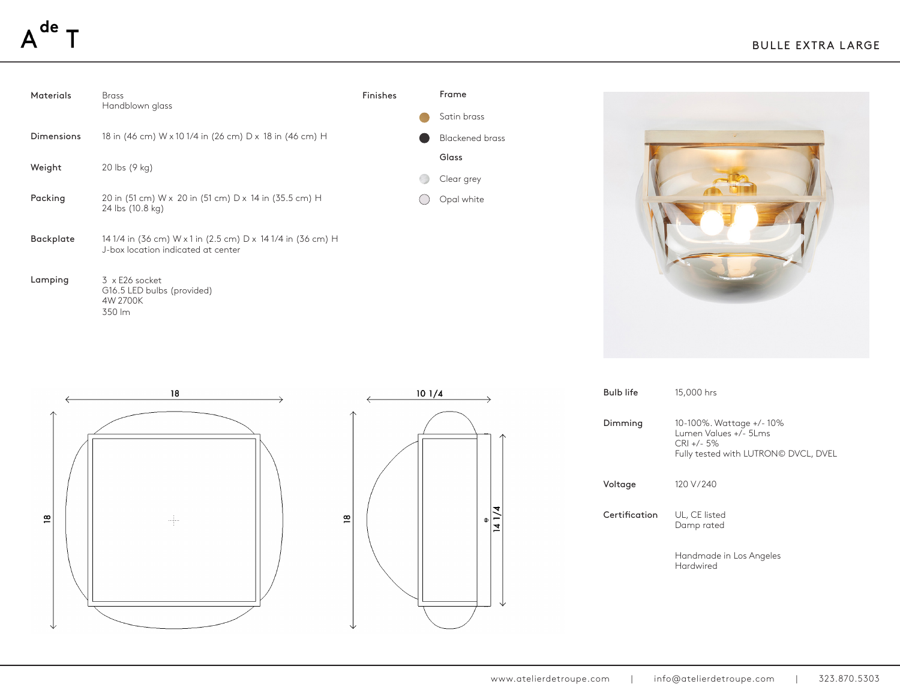# BULLE EXTRA LARGE

| | |
|---|---|
| **Materials** | Brass<br>Handblown glass |
| **Dimensions** | 18 in (46 cm) W x 10 1/4 in (26 cm) D x 18 in (46 cm) H |
| **Weight** | 20 lbs (9 kg) |
| **Packing** | 20 in (51 cm) W x 20 in (51 cm) D x 14 in (35.5 cm) H<br>24 lbs (10.8 kg) |
| **Backplate** | 14 1/4 in (36 cm) W x 1 in (2.5 cm) D x 14 1/4 in (36 cm) H<br>J-box location indicated at center |
| **Lamping** | 3 x E26 socket<br>G16.5 LED bulbs (provided)<br>4W 2700K<br>350 lm |

**Finishes**

**Frame**

- Satin brass
- Blackened brass

**Glass**

- Clear grey
- Opal white

18

18

10 1/4

18

14 1/4

| | |
|---|---|
| **Bulb life** | 15,000 hrs |
| **Dimming** | 10-100%. Wattage +/- 10%<br>Lumen Values +/- 5Lms<br>CRI +/- 5%<br>Fully tested with LUTRON© DVCL, DVEL |
| **Voltage** | 120 V/240 |
| **Certification** | UL, CE listed<br>Damp rated |

Handmade in Los Angeles
Hardwired

www.atelierdetroupe.com | info@atelierdetroupe.com | 323.870.5303